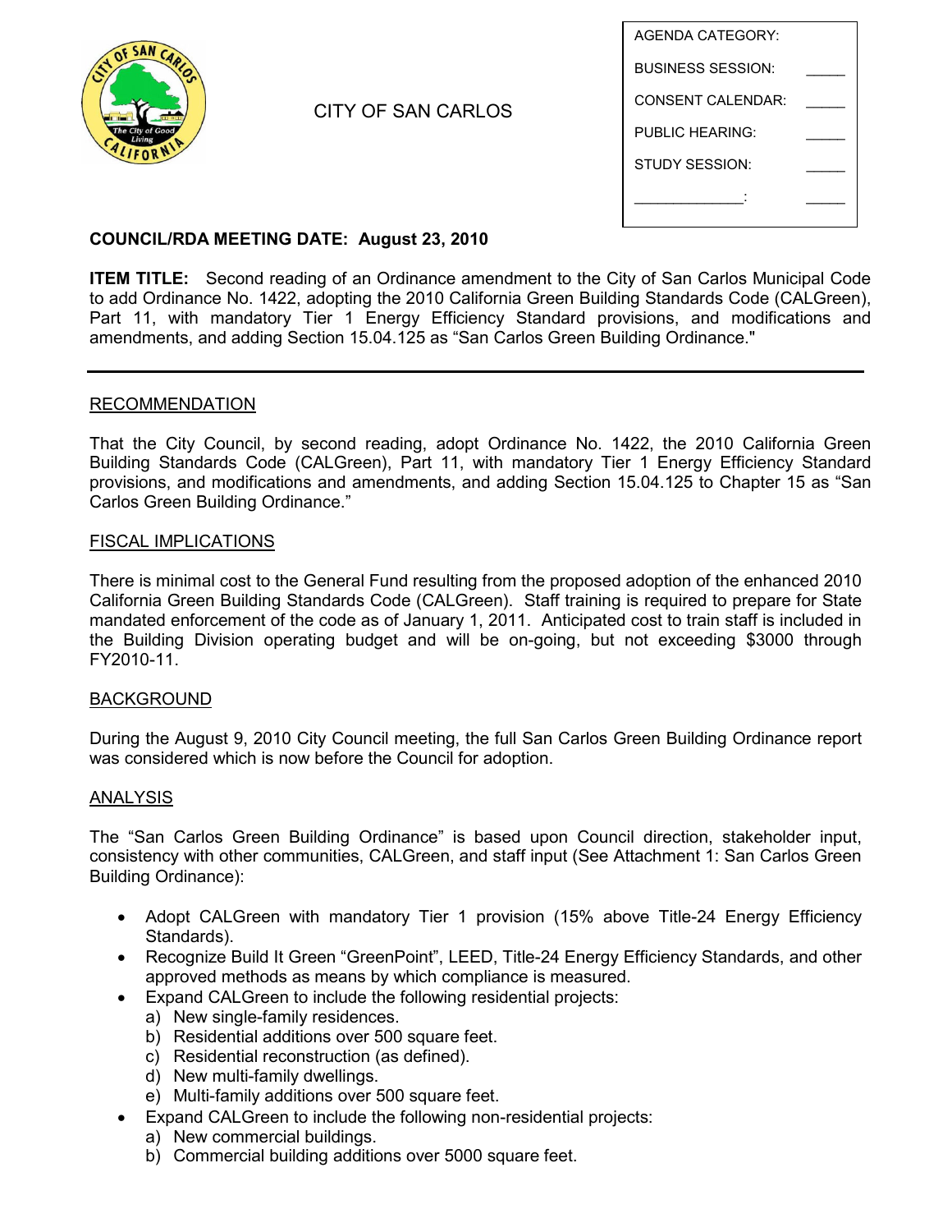CITY OF SAN CARLOS

| AGENDA CATEGORY: | |
|---|---|
| BUSINESS SESSION: | _____ |
| CONSENT CALENDAR: | _____ |
| PUBLIC HEARING: | _____ |
| STUDY SESSION: | _____ |
| _____________: | _____ |

**COUNCIL/RDA MEETING DATE: August 23, 2010**

**ITEM TITLE:** Second reading of an Ordinance amendment to the City of San Carlos Municipal Code to add Ordinance No. 1422, adopting the 2010 California Green Building Standards Code (CALGreen), Part 11, with mandatory Tier 1 Energy Efficiency Standard provisions, and modifications and amendments, and adding Section 15.04.125 as "San Carlos Green Building Ordinance."

---

## RECOMMENDATION

That the City Council, by second reading, adopt Ordinance No. 1422, the 2010 California Green Building Standards Code (CALGreen), Part 11, with mandatory Tier 1 Energy Efficiency Standard provisions, and modifications and amendments, and adding Section 15.04.125 to Chapter 15 as "San Carlos Green Building Ordinance."

## FISCAL IMPLICATIONS

There is minimal cost to the General Fund resulting from the proposed adoption of the enhanced 2010 California Green Building Standards Code (CALGreen). Staff training is required to prepare for State mandated enforcement of the code as of January 1, 2011. Anticipated cost to train staff is included in the Building Division operating budget and will be on-going, but not exceeding $3000 through FY2010-11.

## BACKGROUND

During the August 9, 2010 City Council meeting, the full San Carlos Green Building Ordinance report was considered which is now before the Council for adoption.

## ANALYSIS

The "San Carlos Green Building Ordinance" is based upon Council direction, stakeholder input, consistency with other communities, CALGreen, and staff input (See Attachment 1: San Carlos Green Building Ordinance):

- Adopt CALGreen with mandatory Tier 1 provision (15% above Title-24 Energy Efficiency Standards).
- Recognize Build It Green "GreenPoint", LEED, Title-24 Energy Efficiency Standards, and other approved methods as means by which compliance is measured.
- Expand CALGreen to include the following residential projects:
  a) New single-family residences.
  b) Residential additions over 500 square feet.
  c) Residential reconstruction (as defined).
  d) New multi-family dwellings.
  e) Multi-family additions over 500 square feet.
- Expand CALGreen to include the following non-residential projects:
  a) New commercial buildings.
  b) Commercial building additions over 5000 square feet.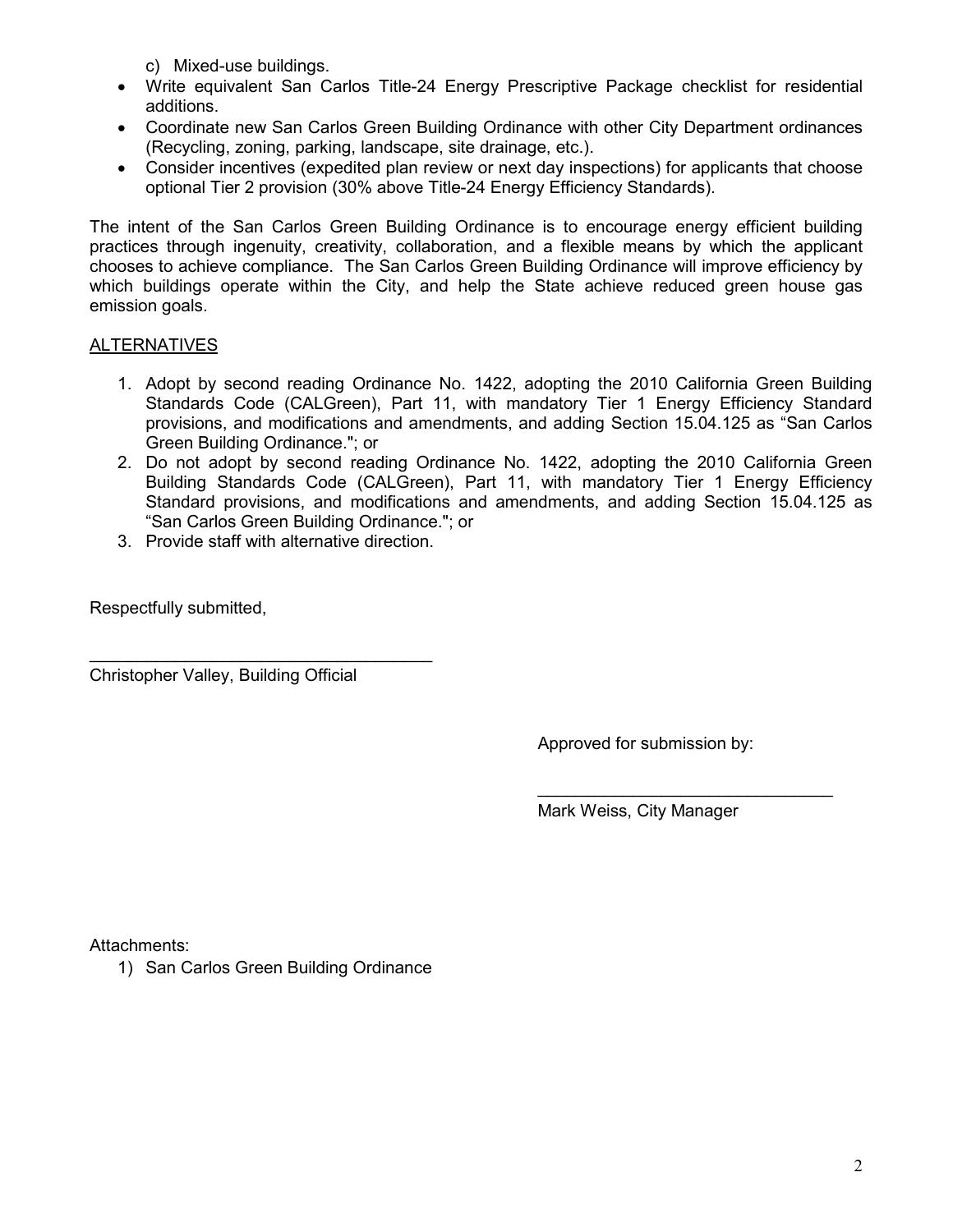c) Mixed-use buildings.

- Write equivalent San Carlos Title-24 Energy Prescriptive Package checklist for residential additions.
- Coordinate new San Carlos Green Building Ordinance with other City Department ordinances (Recycling, zoning, parking, landscape, site drainage, etc.).
- Consider incentives (expedited plan review or next day inspections) for applicants that choose optional Tier 2 provision (30% above Title-24 Energy Efficiency Standards).

The intent of the San Carlos Green Building Ordinance is to encourage energy efficient building practices through ingenuity, creativity, collaboration, and a flexible means by which the applicant chooses to achieve compliance. The San Carlos Green Building Ordinance will improve efficiency by which buildings operate within the City, and help the State achieve reduced green house gas emission goals.

## ALTERNATIVES

1. Adopt by second reading Ordinance No. 1422, adopting the 2010 California Green Building Standards Code (CALGreen), Part 11, with mandatory Tier 1 Energy Efficiency Standard provisions, and modifications and amendments, and adding Section 15.04.125 as "San Carlos Green Building Ordinance."; or
2. Do not adopt by second reading Ordinance No. 1422, adopting the 2010 California Green Building Standards Code (CALGreen), Part 11, with mandatory Tier 1 Energy Efficiency Standard provisions, and modifications and amendments, and adding Section 15.04.125 as "San Carlos Green Building Ordinance."; or
3. Provide staff with alternative direction.

Respectfully submitted,

_____________________________________
Christopher Valley, Building Official

Approved for submission by:

_________________________________
Mark Weiss, City Manager

Attachments:

1) San Carlos Green Building Ordinance